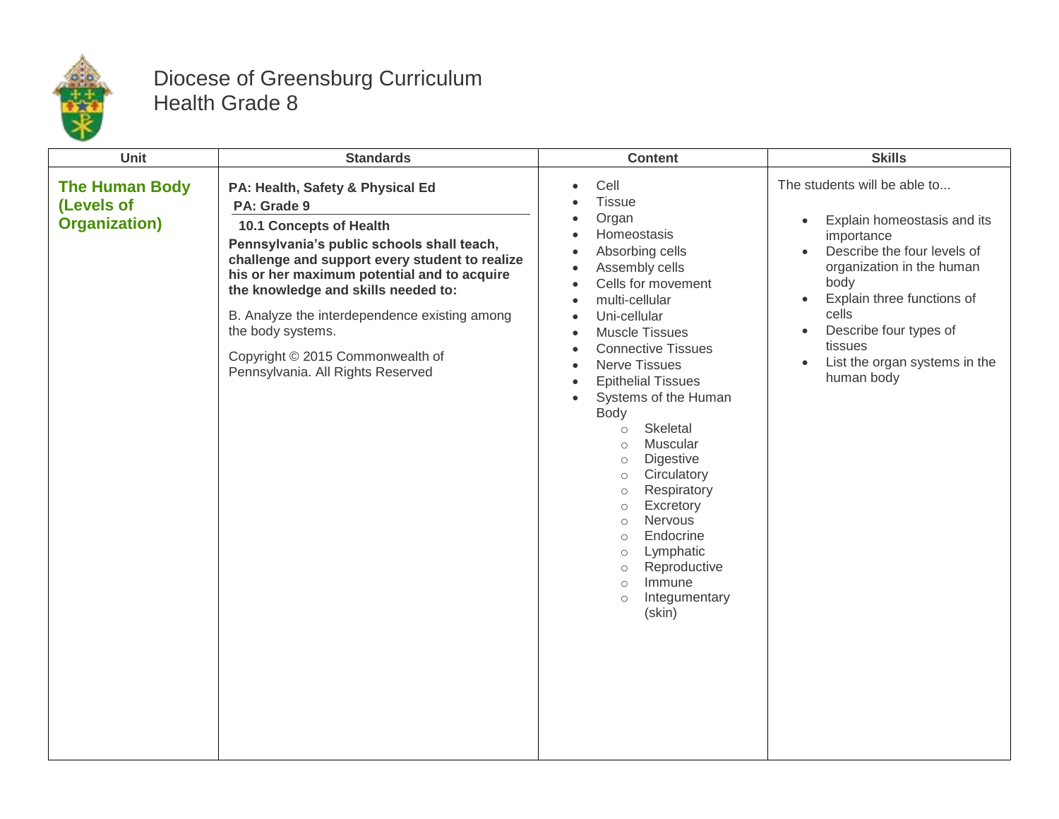# Diocese of Greensburg Curriculum
## Health Grade 8

| Unit | Standards | Content | Skills |
|---|---|---|---|
| **The Human Body (Levels of Organization)** | **PA: Health, Safety & Physical Ed**<br>**PA: Grade 9**<br>**10.1 Concepts of Health**<br>**Pennsylvania's public schools shall teach, challenge and support every student to realize his or her maximum potential and to acquire the knowledge and skills needed to:**<br><br>B. Analyze the interdependence existing among the body systems.<br><br>Copyright © 2015 Commonwealth of Pennsylvania. All Rights Reserved | • Cell<br>• Tissue<br>• Organ<br>• Homeostasis<br>• Absorbing cells<br>• Assembly cells<br>• Cells for movement<br>• multi-cellular<br>• Uni-cellular<br>• Muscle Tissues<br>• Connective Tissues<br>• Nerve Tissues<br>• Epithelial Tissues<br>• Systems of the Human Body<br>&nbsp;&nbsp;&nbsp;&nbsp;○ Skeletal<br>&nbsp;&nbsp;&nbsp;&nbsp;○ Muscular<br>&nbsp;&nbsp;&nbsp;&nbsp;○ Digestive<br>&nbsp;&nbsp;&nbsp;&nbsp;○ Circulatory<br>&nbsp;&nbsp;&nbsp;&nbsp;○ Respiratory<br>&nbsp;&nbsp;&nbsp;&nbsp;○ Excretory<br>&nbsp;&nbsp;&nbsp;&nbsp;○ Nervous<br>&nbsp;&nbsp;&nbsp;&nbsp;○ Endocrine<br>&nbsp;&nbsp;&nbsp;&nbsp;○ Lymphatic<br>&nbsp;&nbsp;&nbsp;&nbsp;○ Reproductive<br>&nbsp;&nbsp;&nbsp;&nbsp;○ Immune<br>&nbsp;&nbsp;&nbsp;&nbsp;○ Integumentary (skin) | The students will be able to...<br><br>• Explain homeostasis and its importance<br>• Describe the four levels of organization in the human body<br>• Explain three functions of cells<br>• Describe four types of tissues<br>• List the organ systems in the human body |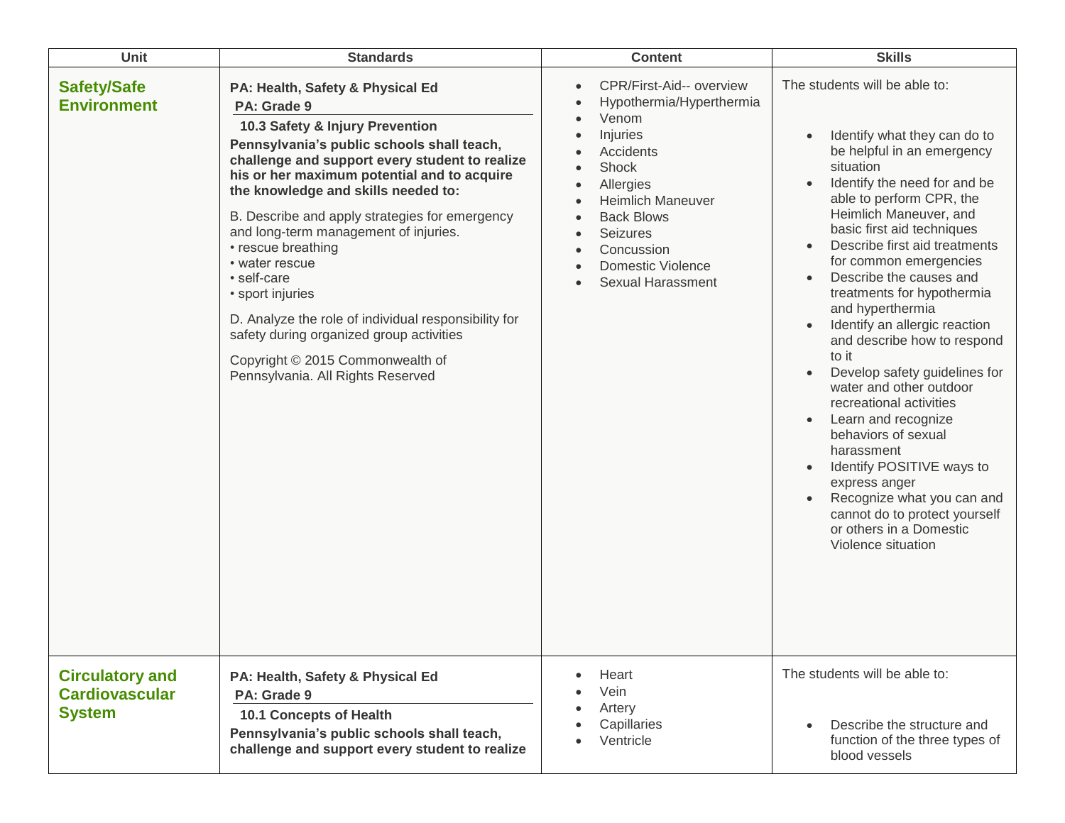| Unit | Standards | Content | Skills |
|---|---|---|---|
| **Safety/Safe Environment** | **PA: Health, Safety & Physical Ed**<br>**PA: Grade 9**<br>**10.3 Safety & Injury Prevention**<br>**Pennsylvania's public schools shall teach, challenge and support every student to realize his or her maximum potential and to acquire the knowledge and skills needed to:**<br>B. Describe and apply strategies for emergency and long-term management of injuries.<br>• rescue breathing<br>• water rescue<br>• self-care<br>• sport injuries<br>D. Analyze the role of individual responsibility for safety during organized group activities<br>Copyright © 2015 Commonwealth of Pennsylvania. All Rights Reserved | • CPR/First-Aid-- overview<br>• Hypothermia/Hyperthermia<br>• Venom<br>• Injuries<br>• Accidents<br>• Shock<br>• Allergies<br>• Heimlich Maneuver<br>• Back Blows<br>• Seizures<br>• Concussion<br>• Domestic Violence<br>• Sexual Harassment | The students will be able to:<br>• Identify what they can do to be helpful in an emergency situation<br>• Identify the need for and be able to perform CPR, the Heimlich Maneuver, and basic first aid techniques<br>• Describe first aid treatments for common emergencies<br>• Describe the causes and treatments for hypothermia and hyperthermia<br>• Identify an allergic reaction and describe how to respond to it<br>• Develop safety guidelines for water and other outdoor recreational activities<br>• Learn and recognize behaviors of sexual harassment<br>• Identify POSITIVE ways to express anger<br>• Recognize what you can and cannot do to protect yourself or others in a Domestic Violence situation |
| **Circulatory and Cardiovascular System** | **PA: Health, Safety & Physical Ed**<br>**PA: Grade 9**<br>**10.1 Concepts of Health**<br>**Pennsylvania's public schools shall teach, challenge and support every student to realize** | • Heart<br>• Vein<br>• Artery<br>• Capillaries<br>• Ventricle | The students will be able to:<br>• Describe the structure and function of the three types of blood vessels |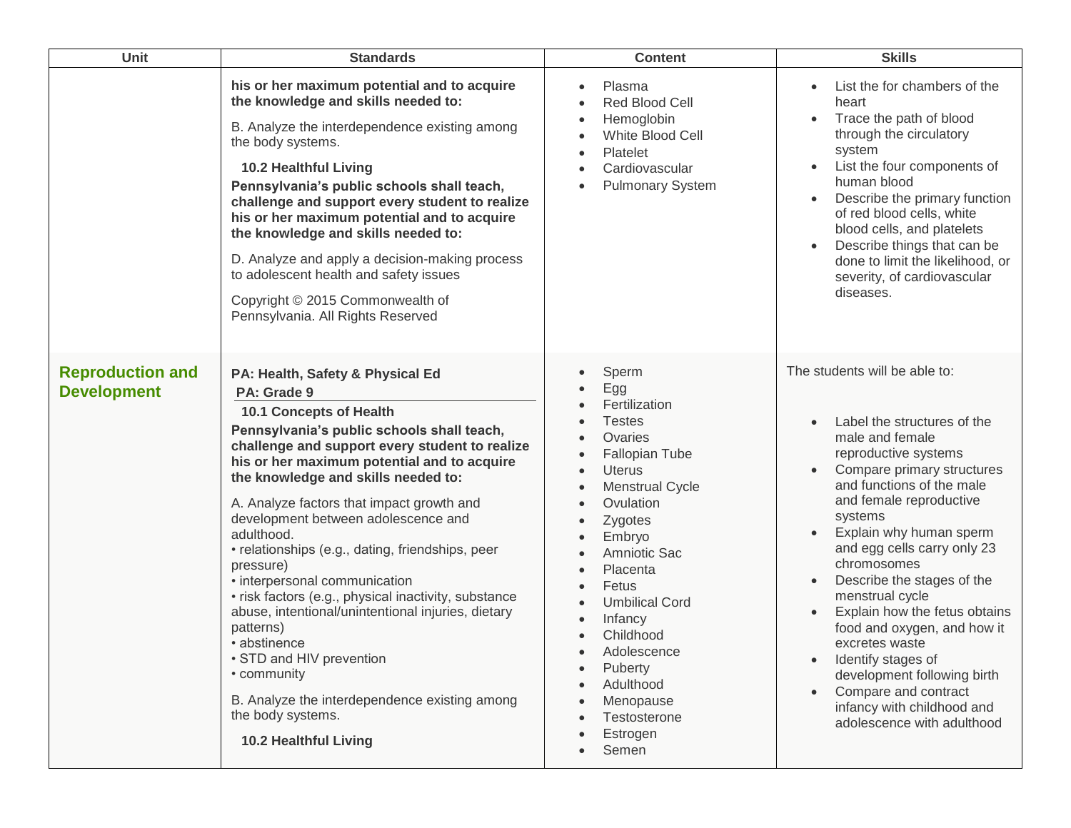| Unit | Standards | Content | Skills |
| --- | --- | --- | --- |
| | **his or her maximum potential and to acquire the knowledge and skills needed to:**<br><br>B. Analyze the interdependence existing among the body systems.<br><br>**10.2 Healthful Living**<br>**Pennsylvania's public schools shall teach, challenge and support every student to realize his or her maximum potential and to acquire the knowledge and skills needed to:**<br><br>D. Analyze and apply a decision-making process to adolescent health and safety issues<br><br>Copyright © 2015 Commonwealth of Pennsylvania. All Rights Reserved | • Plasma<br>• Red Blood Cell<br>• Hemoglobin<br>• White Blood Cell<br>• Platelet<br>• Cardiovascular<br>• Pulmonary System | • List the for chambers of the heart<br>• Trace the path of blood through the circulatory system<br>• List the four components of human blood<br>• Describe the primary function of red blood cells, white blood cells, and platelets<br>• Describe things that can be done to limit the likelihood, or severity, of cardiovascular diseases. |
| **Reproduction and Development** | **PA: Health, Safety & Physical Ed**<br>**PA: Grade 9**<br>**10.1 Concepts of Health**<br>**Pennsylvania's public schools shall teach, challenge and support every student to realize his or her maximum potential and to acquire the knowledge and skills needed to:**<br><br>A. Analyze factors that impact growth and development between adolescence and adulthood.<br>• relationships (e.g., dating, friendships, peer pressure)<br>• interpersonal communication<br>• risk factors (e.g., physical inactivity, substance abuse, intentional/unintentional injuries, dietary patterns)<br>• abstinence<br>• STD and HIV prevention<br>• community<br><br>B. Analyze the interdependence existing among the body systems.<br><br>**10.2 Healthful Living** | • Sperm<br>• Egg<br>• Fertilization<br>• Testes<br>• Ovaries<br>• Fallopian Tube<br>• Uterus<br>• Menstrual Cycle<br>• Ovulation<br>• Zygotes<br>• Embryo<br>• Amniotic Sac<br>• Placenta<br>• Fetus<br>• Umbilical Cord<br>• Infancy<br>• Childhood<br>• Adolescence<br>• Puberty<br>• Adulthood<br>• Menopause<br>• Testosterone<br>• Estrogen<br>• Semen | The students will be able to:<br><br>• Label the structures of the male and female reproductive systems<br>• Compare primary structures and functions of the male and female reproductive systems<br>• Explain why human sperm and egg cells carry only 23 chromosomes<br>• Describe the stages of the menstrual cycle<br>• Explain how the fetus obtains food and oxygen, and how it excretes waste<br>• Identify stages of development following birth<br>• Compare and contract infancy with childhood and adolescence with adulthood |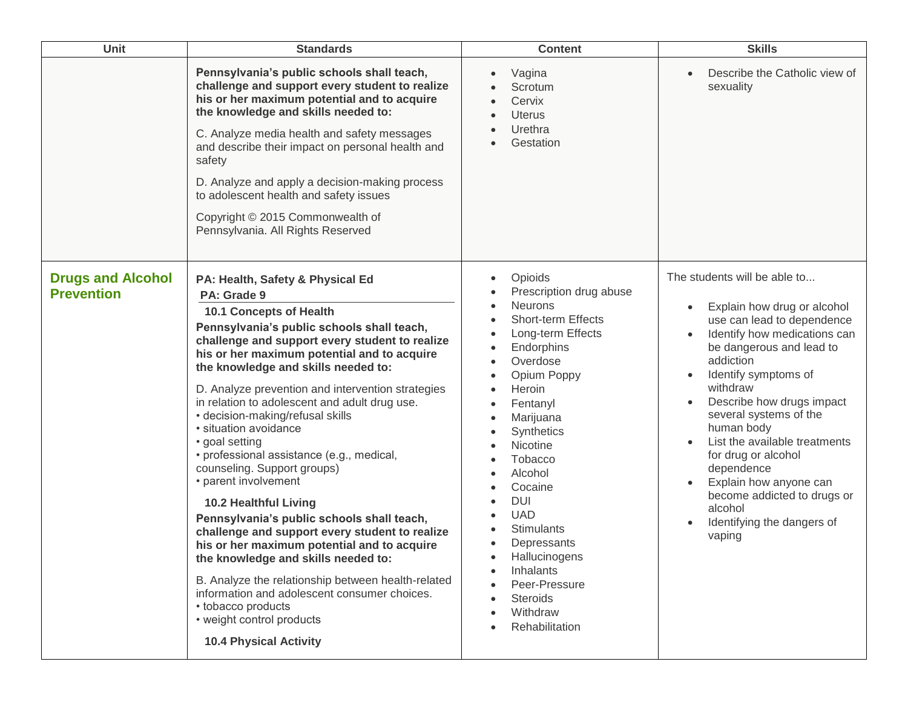| Unit | Standards | Content | Skills |
| --- | --- | --- | --- |
| | **Pennsylvania's public schools shall teach, challenge and support every student to realize his or her maximum potential and to acquire the knowledge and skills needed to:**<br><br>C. Analyze media health and safety messages and describe their impact on personal health and safety<br><br>D. Analyze and apply a decision-making process to adolescent health and safety issues<br><br>Copyright © 2015 Commonwealth of Pennsylvania. All Rights Reserved | • Vagina<br>• Scrotum<br>• Cervix<br>• Uterus<br>• Urethra<br>• Gestation | • Describe the Catholic view of sexuality |
| **Drugs and Alcohol Prevention** | **PA: Health, Safety & Physical Ed**<br>**PA: Grade 9**<br>**10.1 Concepts of Health**<br>**Pennsylvania's public schools shall teach, challenge and support every student to realize his or her maximum potential and to acquire the knowledge and skills needed to:**<br><br>D. Analyze prevention and intervention strategies in relation to adolescent and adult drug use.<br>• decision-making/refusal skills<br>• situation avoidance<br>• goal setting<br>• professional assistance (e.g., medical, counseling. Support groups)<br>• parent involvement<br><br>**10.2 Healthful Living**<br>**Pennsylvania's public schools shall teach, challenge and support every student to realize his or her maximum potential and to acquire the knowledge and skills needed to:**<br><br>B. Analyze the relationship between health-related information and adolescent consumer choices.<br>• tobacco products<br>• weight control products<br><br>**10.4 Physical Activity** | • Opioids<br>• Prescription drug abuse<br>• Neurons<br>• Short-term Effects<br>• Long-term Effects<br>• Endorphins<br>• Overdose<br>• Opium Poppy<br>• Heroin<br>• Fentanyl<br>• Marijuana<br>• Synthetics<br>• Nicotine<br>• Tobacco<br>• Alcohol<br>• Cocaine<br>• DUI<br>• UAD<br>• Stimulants<br>• Depressants<br>• Hallucinogens<br>• Inhalants<br>• Peer-Pressure<br>• Steroids<br>• Withdraw<br>• Rehabilitation | The students will be able to...<br><br>• Explain how drug or alcohol use can lead to dependence<br>• Identify how medications can be dangerous and lead to addiction<br>• Identify symptoms of withdraw<br>• Describe how drugs impact several systems of the human body<br>• List the available treatments for drug or alcohol dependence<br>• Explain how anyone can become addicted to drugs or alcohol<br>• Identifying the dangers of vaping |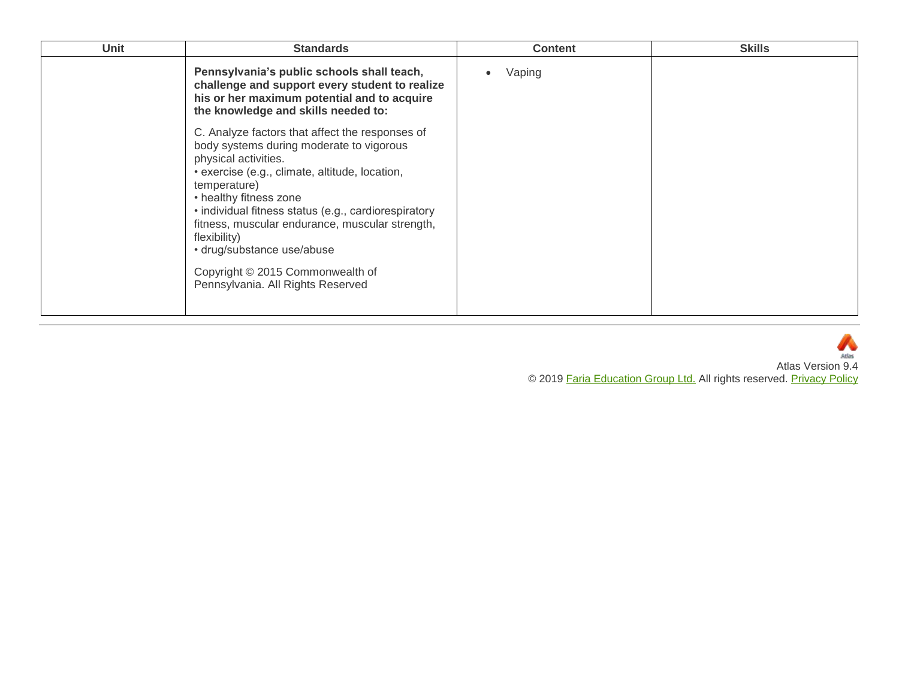| Unit | Standards | Content | Skills |
| --- | --- | --- | --- |
| | **Pennsylvania's public schools shall teach, challenge and support every student to realize his or her maximum potential and to acquire the knowledge and skills needed to:**<br><br>C. Analyze factors that affect the responses of body systems during moderate to vigorous physical activities.<br>• exercise (e.g., climate, altitude, location, temperature)<br>• healthy fitness zone<br>• individual fitness status (e.g., cardiorespiratory fitness, muscular endurance, muscular strength, flexibility)<br>• drug/substance use/abuse<br><br>Copyright © 2015 Commonwealth of Pennsylvania. All Rights Reserved | • Vaping | |